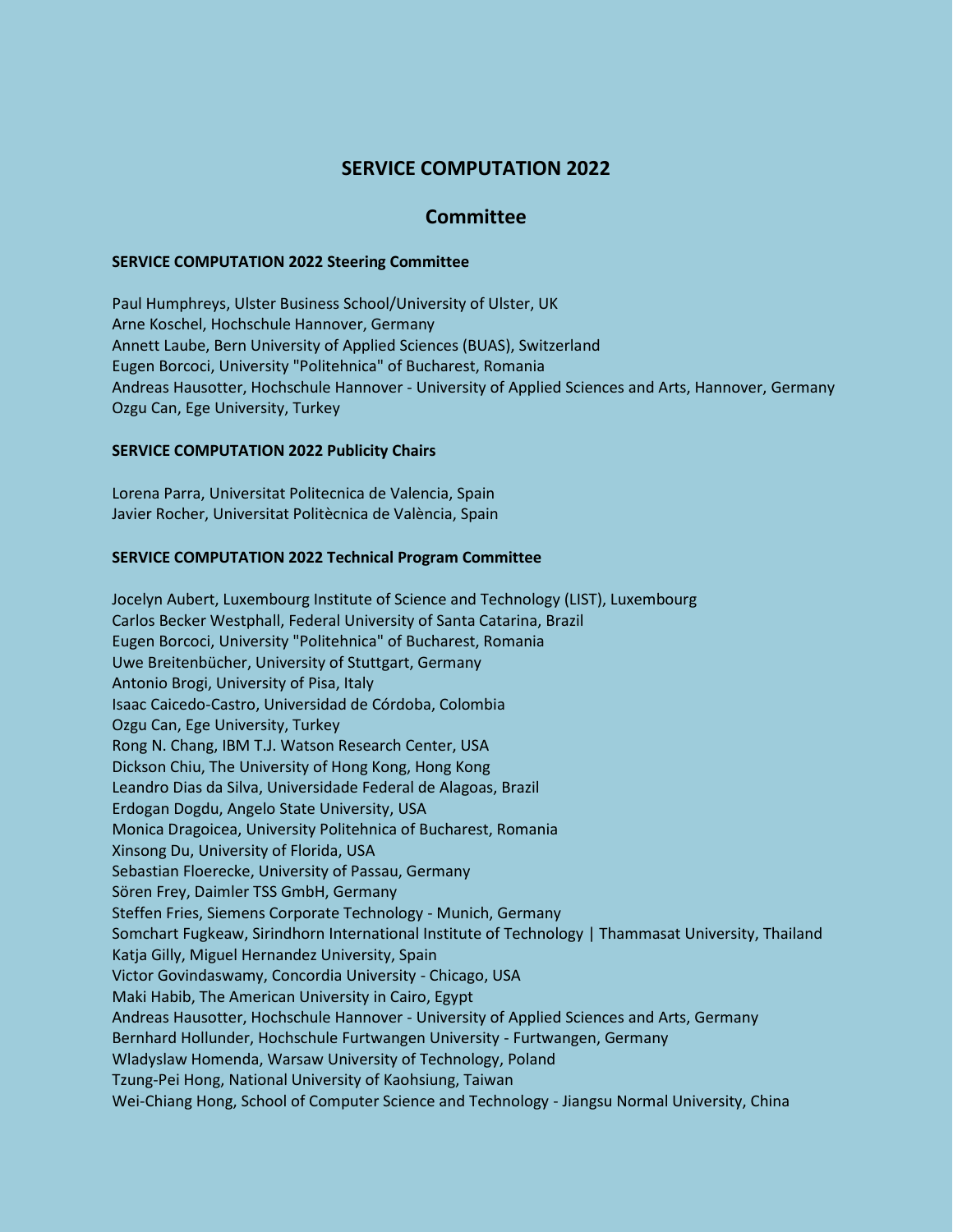# SERVICE COMPUTATION 2022

## Committee

### SERVICE COMPUTATION 2022 Steering Committee

Paul Humphreys, Ulster Business School/University of Ulster, UK
Arne Koschel, Hochschule Hannover, Germany
Annett Laube, Bern University of Applied Sciences (BUAS), Switzerland
Eugen Borcoci, University "Politehnica" of Bucharest, Romania
Andreas Hausotter, Hochschule Hannover - University of Applied Sciences and Arts, Hannover, Germany
Ozgu Can, Ege University, Turkey

### SERVICE COMPUTATION 2022 Publicity Chairs

Lorena Parra, Universitat Politecnica de Valencia, Spain
Javier Rocher, Universitat Politècnica de València, Spain

### SERVICE COMPUTATION 2022 Technical Program Committee

Jocelyn Aubert, Luxembourg Institute of Science and Technology (LIST), Luxembourg
Carlos Becker Westphall, Federal University of Santa Catarina, Brazil
Eugen Borcoci, University "Politehnica" of Bucharest, Romania
Uwe Breitenbücher, University of Stuttgart, Germany
Antonio Brogi, University of Pisa, Italy
Isaac Caicedo-Castro, Universidad de Córdoba, Colombia
Ozgu Can, Ege University, Turkey
Rong N. Chang, IBM T.J. Watson Research Center, USA
Dickson Chiu, The University of Hong Kong, Hong Kong
Leandro Dias da Silva, Universidade Federal de Alagoas, Brazil
Erdogan Dogdu, Angelo State University, USA
Monica Dragoicea, University Politehnica of Bucharest, Romania
Xinsong Du, University of Florida, USA
Sebastian Floerecke, University of Passau, Germany
Sören Frey, Daimler TSS GmbH, Germany
Steffen Fries, Siemens Corporate Technology - Munich, Germany
Somchart Fugkeaw, Sirindhorn International Institute of Technology | Thammasat University, Thailand
Katja Gilly, Miguel Hernandez University, Spain
Victor Govindaswamy, Concordia University - Chicago, USA
Maki Habib, The American University in Cairo, Egypt
Andreas Hausotter, Hochschule Hannover - University of Applied Sciences and Arts, Germany
Bernhard Hollunder, Hochschule Furtwangen University - Furtwangen, Germany
Wladyslaw Homenda, Warsaw University of Technology, Poland
Tzung-Pei Hong, National University of Kaohsiung, Taiwan
Wei-Chiang Hong, School of Computer Science and Technology - Jiangsu Normal University, China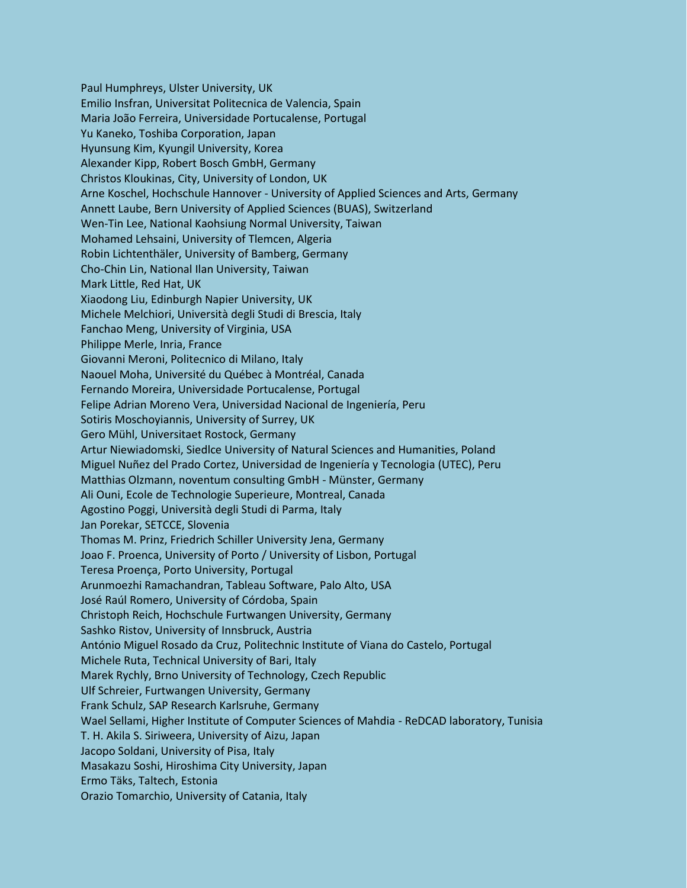Paul Humphreys, Ulster University, UK
Emilio Insfran, Universitat Politecnica de Valencia, Spain
Maria João Ferreira, Universidade Portucalense, Portugal
Yu Kaneko, Toshiba Corporation, Japan
Hyunsung Kim, Kyungil University, Korea
Alexander Kipp, Robert Bosch GmbH, Germany
Christos Kloukinas, City, University of London, UK
Arne Koschel, Hochschule Hannover - University of Applied Sciences and Arts, Germany
Annett Laube, Bern University of Applied Sciences (BUAS), Switzerland
Wen-Tin Lee, National Kaohsiung Normal University, Taiwan
Mohamed Lehsaini, University of Tlemcen, Algeria
Robin Lichtenthäler, University of Bamberg, Germany
Cho-Chin Lin, National Ilan University, Taiwan
Mark Little, Red Hat, UK
Xiaodong Liu, Edinburgh Napier University, UK
Michele Melchiori, Università degli Studi di Brescia, Italy
Fanchao Meng, University of Virginia, USA
Philippe Merle, Inria, France
Giovanni Meroni, Politecnico di Milano, Italy
Naouel Moha, Université du Québec à Montréal, Canada
Fernando Moreira, Universidade Portucalense, Portugal
Felipe Adrian Moreno Vera, Universidad Nacional de Ingeniería, Peru
Sotiris Moschoyiannis, University of Surrey, UK
Gero Mühl, Universitaet Rostock, Germany
Artur Niewiadomski, Siedlce University of Natural Sciences and Humanities, Poland
Miguel Nuñez del Prado Cortez, Universidad de Ingeniería y Tecnologia (UTEC), Peru
Matthias Olzmann, noventum consulting GmbH - Münster, Germany
Ali Ouni, Ecole de Technologie Superieure, Montreal, Canada
Agostino Poggi, Università degli Studi di Parma, Italy
Jan Porekar, SETCCE, Slovenia
Thomas M. Prinz, Friedrich Schiller University Jena, Germany
Joao F. Proenca, University of Porto / University of Lisbon, Portugal
Teresa Proença, Porto University, Portugal
Arunmoezhi Ramachandran, Tableau Software, Palo Alto, USA
José Raúl Romero, University of Córdoba, Spain
Christoph Reich, Hochschule Furtwangen University, Germany
Sashko Ristov, University of Innsbruck, Austria
António Miguel Rosado da Cruz, Politechnic Institute of Viana do Castelo, Portugal
Michele Ruta, Technical University of Bari, Italy
Marek Rychly, Brno University of Technology, Czech Republic
Ulf Schreier, Furtwangen University, Germany
Frank Schulz, SAP Research Karlsruhe, Germany
Wael Sellami, Higher Institute of Computer Sciences of Mahdia - ReDCAD laboratory, Tunisia
T. H. Akila S. Siriweera, University of Aizu, Japan
Jacopo Soldani, University of Pisa, Italy
Masakazu Soshi, Hiroshima City University, Japan
Ermo Täks, Taltech, Estonia
Orazio Tomarchio, University of Catania, Italy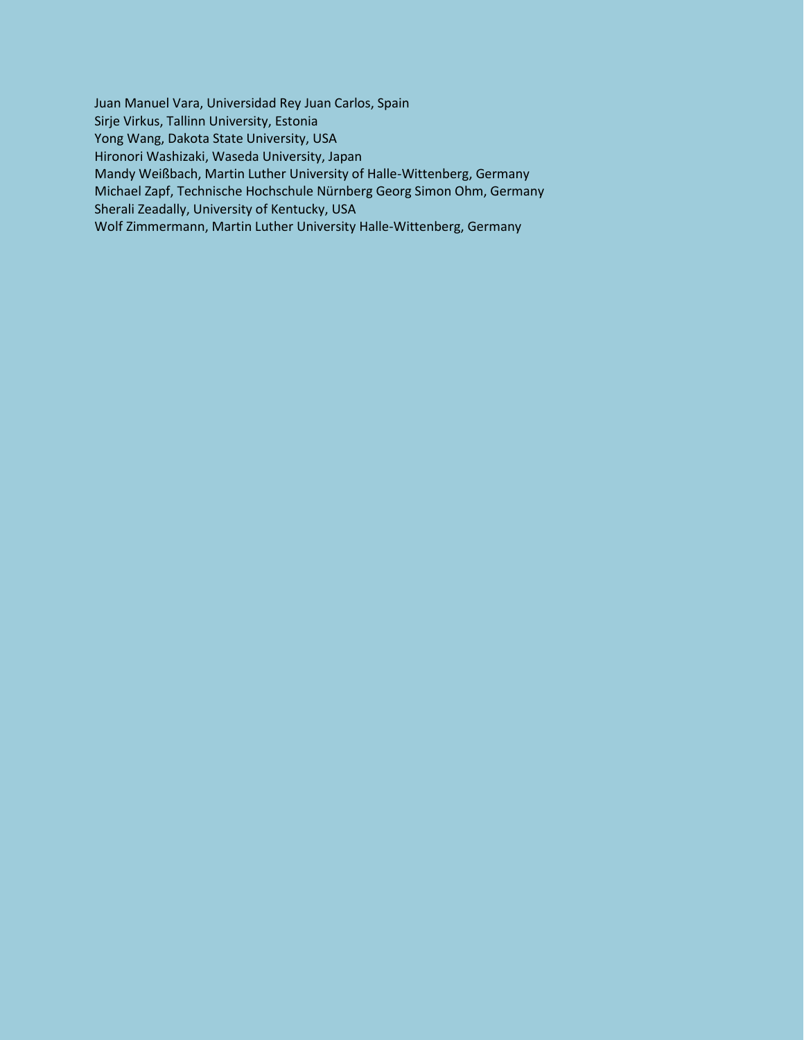Juan Manuel Vara, Universidad Rey Juan Carlos, Spain
Sirje Virkus, Tallinn University, Estonia
Yong Wang, Dakota State University, USA
Hironori Washizaki, Waseda University, Japan
Mandy Weißbach, Martin Luther University of Halle-Wittenberg, Germany
Michael Zapf, Technische Hochschule Nürnberg Georg Simon Ohm, Germany
Sherali Zeadally, University of Kentucky, USA
Wolf Zimmermann, Martin Luther University Halle-Wittenberg, Germany